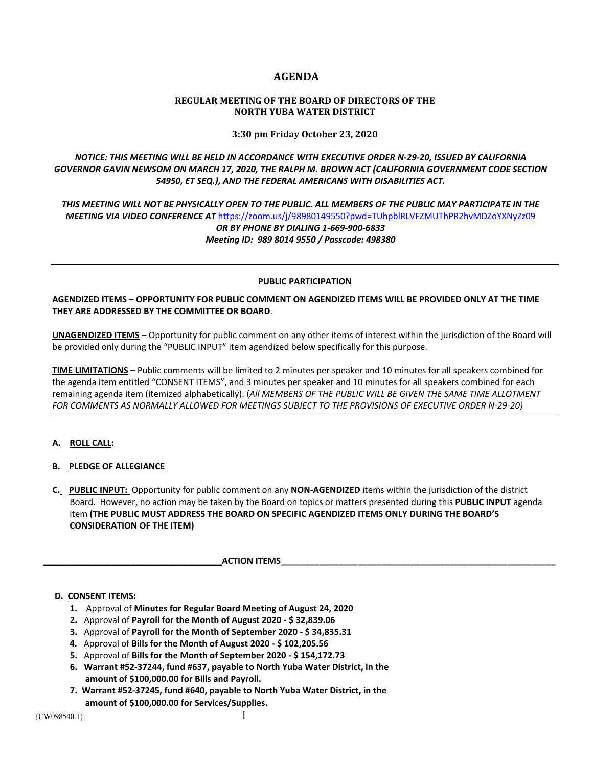# AGENDA

### REGULAR MEETING OF THE BOARD OF DIRECTORS OF THE NORTH YUBA WATER DISTRICT

### 3:30 pm Friday October 23, 2020

***NOTICE: THIS MEETING WILL BE HELD IN ACCORDANCE WITH EXECUTIVE ORDER N-29-20, ISSUED BY CALIFORNIA GOVERNOR GAVIN NEWSOM ON MARCH 17, 2020, THE RALPH M. BROWN ACT (CALIFORNIA GOVERNMENT CODE SECTION 54950, ET SEQ.), AND THE FEDERAL AMERICANS WITH DISABILITIES ACT.***

***THIS MEETING WILL NOT BE PHYSICALLY OPEN TO THE PUBLIC. ALL MEMBERS OF THE PUBLIC MAY PARTICIPATE IN THE MEETING VIA VIDEO CONFERENCE AT*** https://zoom.us/j/98980149550?pwd=TUhpblRLVFZMUThPR2hvMDZoYXNyZz09
***OR BY PHONE BY DIALING 1-669-900-6833***
***Meeting ID: 989 8014 9550 / Passcode: 498380***

---

**PUBLIC PARTICIPATION**

**AGENDIZED ITEMS** – **OPPORTUNITY FOR PUBLIC COMMENT ON AGENDIZED ITEMS WILL BE PROVIDED ONLY AT THE TIME THEY ARE ADDRESSED BY THE COMMITTEE OR BOARD**.

**UNAGENDIZED ITEMS** – Opportunity for public comment on any other items of interest within the jurisdiction of the Board will be provided only during the "PUBLIC INPUT" item agendized below specifically for this purpose.

**TIME LIMITATIONS** – Public comments will be limited to 2 minutes per speaker and 10 minutes for all speakers combined for the agenda item entitled "CONSENT ITEMS", and 3 minutes per speaker and 10 minutes for all speakers combined for each remaining agenda item (itemized alphabetically). (*All MEMBERS OF THE PUBLIC WILL BE GIVEN THE SAME TIME ALLOTMENT FOR COMMENTS AS NORMALLY ALLOWED FOR MEETINGS SUBJECT TO THE PROVISIONS OF EXECUTIVE ORDER N-29-20)*

---

**A. ROLL CALL:**

**B. PLEDGE OF ALLEGIANCE**

**C. PUBLIC INPUT:** Opportunity for public comment on any **NON-AGENDIZED** items within the jurisdiction of the district Board. However, no action may be taken by the Board on topics or matters presented during this **PUBLIC INPUT** agenda item **(THE PUBLIC MUST ADDRESS THE BOARD ON SPECIFIC AGENDIZED ITEMS ONLY DURING THE BOARD'S CONSIDERATION OF THE ITEM)**

**ACTION ITEMS**

**D. CONSENT ITEMS:**

1. Approval of **Minutes for Regular Board Meeting of August 24, 2020**
2. Approval of **Payroll for the Month of August 2020 - $ 32,839.06**
3. Approval of **Payroll for the Month of September 2020 - $ 34,835.31**
4. Approval of **Bills for the Month of August 2020 - $ 102,205.56**
5. Approval of **Bills for the Month of September 2020 - $ 154,172.73**
6. **Warrant #52-37244, fund #637, payable to North Yuba Water District, in the amount of $100,000.00 for Bills and Payroll.**
7. **Warrant #52-37245, fund #640, payable to North Yuba Water District, in the amount of $100,000.00 for Services/Supplies.**

{CW098540.1}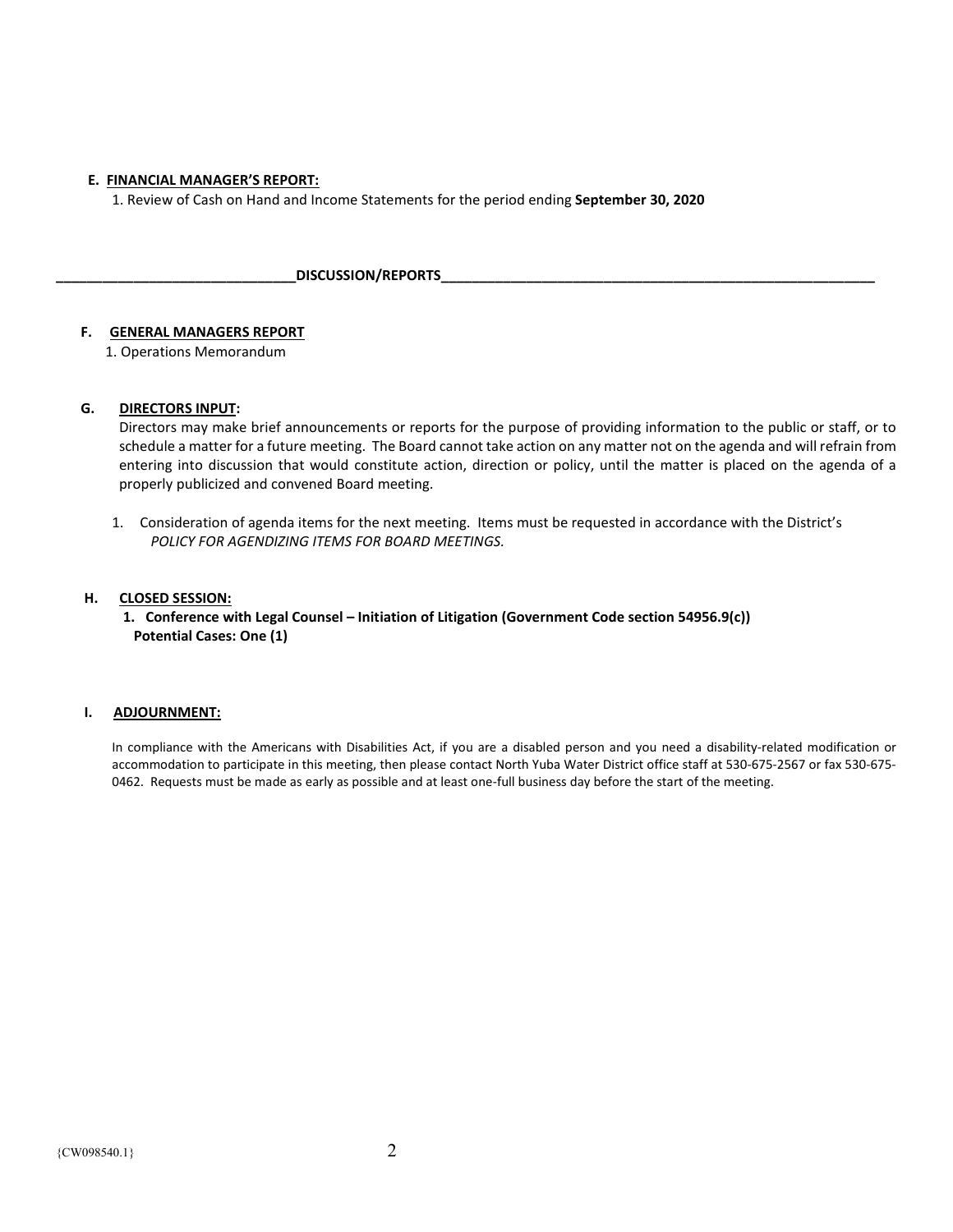**E. FINANCIAL MANAGER'S REPORT:**

1. Review of Cash on Hand and Income Statements for the period ending **September 30, 2020**

**DISCUSSION/REPORTS**

**F. GENERAL MANAGERS REPORT**

1. Operations Memorandum

**G. DIRECTORS INPUT:**

Directors may make brief announcements or reports for the purpose of providing information to the public or staff, or to schedule a matter for a future meeting. The Board cannot take action on any matter not on the agenda and will refrain from entering into discussion that would constitute action, direction or policy, until the matter is placed on the agenda of a properly publicized and convened Board meeting.

1. Consideration of agenda items for the next meeting. Items must be requested in accordance with the District's *POLICY FOR AGENDIZING ITEMS FOR BOARD MEETINGS.*

**H. CLOSED SESSION:**

1. **Conference with Legal Counsel – Initiation of Litigation (Government Code section 54956.9(c)) Potential Cases: One (1)**

**I. ADJOURNMENT:**

In compliance with the Americans with Disabilities Act, if you are a disabled person and you need a disability-related modification or accommodation to participate in this meeting, then please contact North Yuba Water District office staff at 530-675-2567 or fax 530-675-0462. Requests must be made as early as possible and at least one-full business day before the start of the meeting.

{CW098540.1}